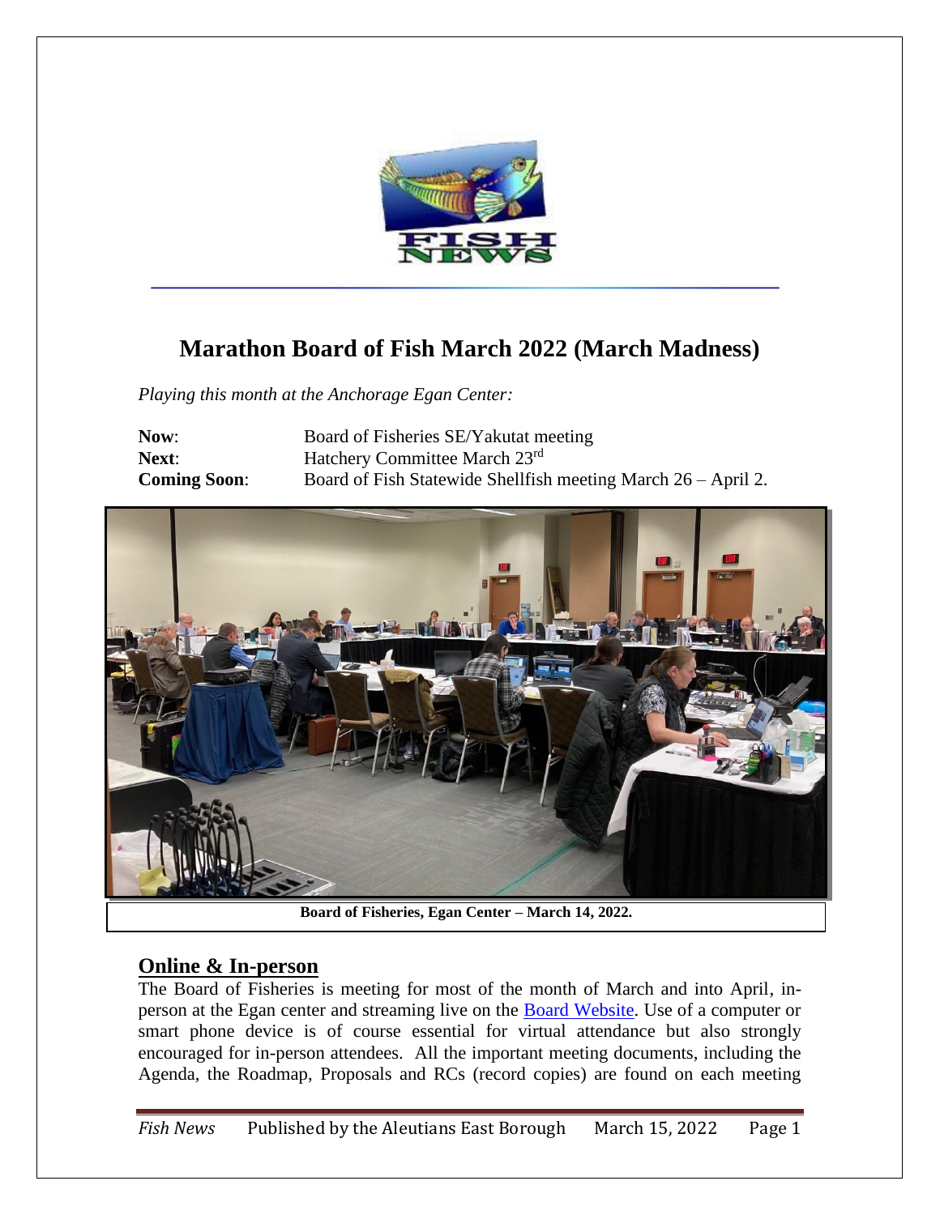# Marathon Board of Fish March 2022 (March Madness)

*Playing this month at the Anchorage Egan Center:*

| | |
|---|---|
| **Now**: | Board of Fisheries SE/Yakutat meeting |
| **Next**: | Hatchery Committee March 23rd |
| **Coming Soon**: | Board of Fish Statewide Shellfish meeting March 26 – April 2. |

**Board of Fisheries, Egan Center – March 14, 2022.**

## Online & In-person

The Board of Fisheries is meeting for most of the month of March and into April, in-person at the Egan center and streaming live on the Board Website. Use of a computer or smart phone device is of course essential for virtual attendance but also strongly encouraged for in-person attendees. All the important meeting documents, including the Agenda, the Roadmap, Proposals and RCs (record copies) are found on each meeting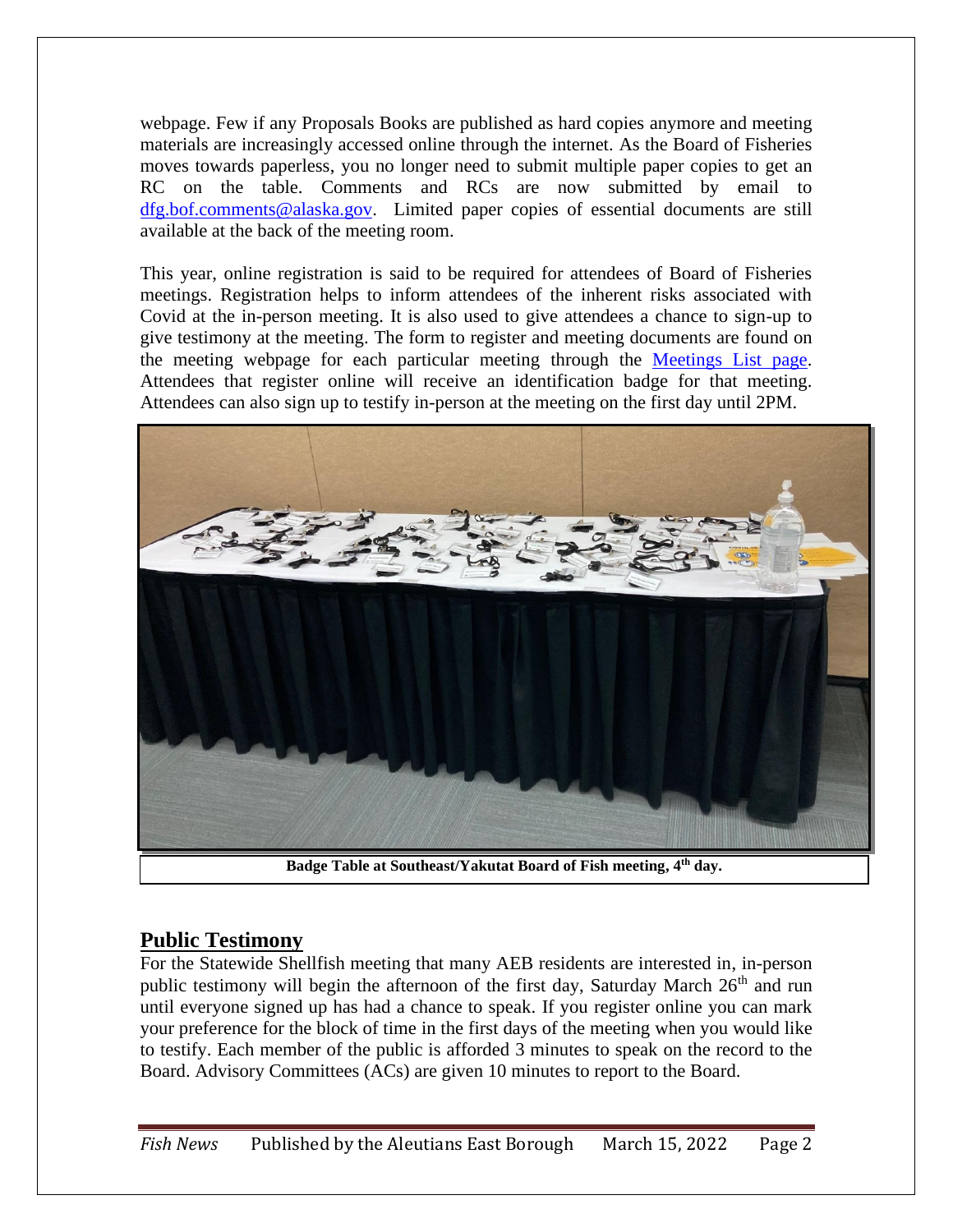webpage. Few if any Proposals Books are published as hard copies anymore and meeting materials are increasingly accessed online through the internet. As the Board of Fisheries moves towards paperless, you no longer need to submit multiple paper copies to get an RC on the table. Comments and RCs are now submitted by email to dfg.bof.comments@alaska.gov. Limited paper copies of essential documents are still available at the back of the meeting room.

This year, online registration is said to be required for attendees of Board of Fisheries meetings. Registration helps to inform attendees of the inherent risks associated with Covid at the in-person meeting. It is also used to give attendees a chance to sign-up to give testimony at the meeting. The form to register and meeting documents are found on the meeting webpage for each particular meeting through the Meetings List page. Attendees that register online will receive an identification badge for that meeting. Attendees can also sign up to testify in-person at the meeting on the first day until 2PM.

**Badge Table at Southeast/Yakutat Board of Fish meeting, 4th day.**

## Public Testimony

For the Statewide Shellfish meeting that many AEB residents are interested in, in-person public testimony will begin the afternoon of the first day, Saturday March 26th and run until everyone signed up has had a chance to speak. If you register online you can mark your preference for the block of time in the first days of the meeting when you would like to testify. Each member of the public is afforded 3 minutes to speak on the record to the Board. Advisory Committees (ACs) are given 10 minutes to report to the Board.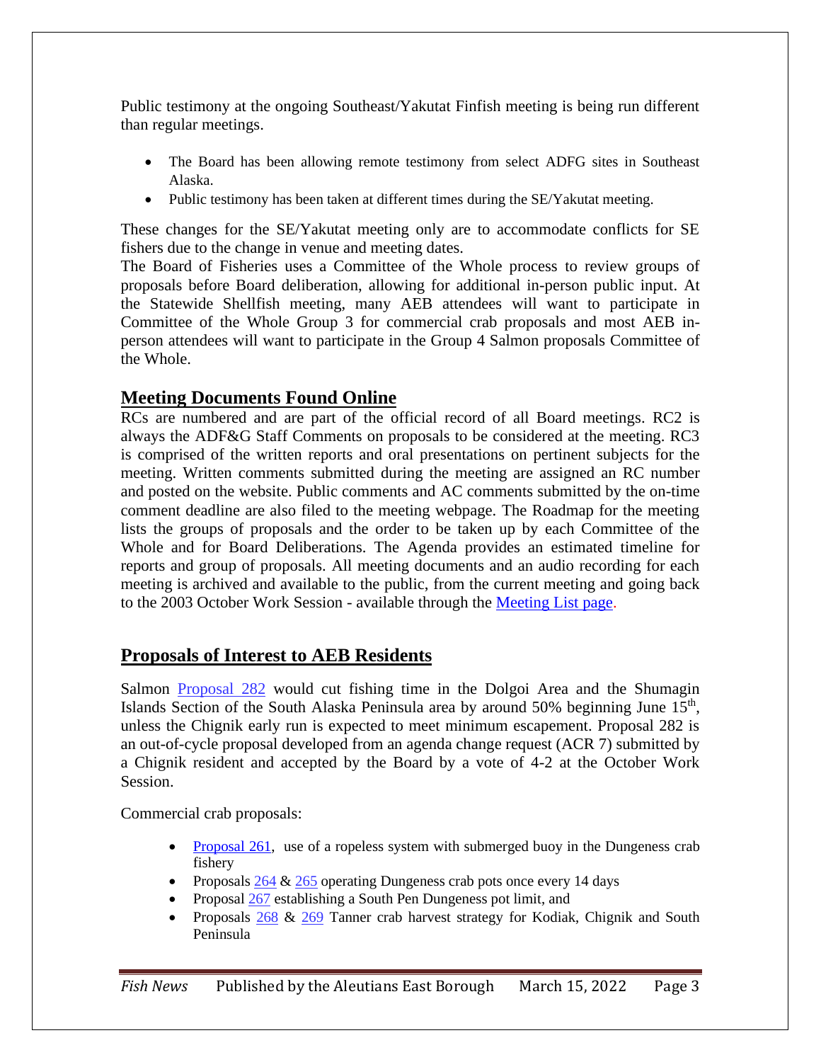Public testimony at the ongoing Southeast/Yakutat Finfish meeting is being run different than regular meetings.

- The Board has been allowing remote testimony from select ADFG sites in Southeast Alaska.
- Public testimony has been taken at different times during the SE/Yakutat meeting.

These changes for the SE/Yakutat meeting only are to accommodate conflicts for SE fishers due to the change in venue and meeting dates.

The Board of Fisheries uses a Committee of the Whole process to review groups of proposals before Board deliberation, allowing for additional in-person public input. At the Statewide Shellfish meeting, many AEB attendees will want to participate in Committee of the Whole Group 3 for commercial crab proposals and most AEB in-person attendees will want to participate in the Group 4 Salmon proposals Committee of the Whole.

## Meeting Documents Found Online

RCs are numbered and are part of the official record of all Board meetings. RC2 is always the ADF&G Staff Comments on proposals to be considered at the meeting. RC3 is comprised of the written reports and oral presentations on pertinent subjects for the meeting. Written comments submitted during the meeting are assigned an RC number and posted on the website. Public comments and AC comments submitted by the on-time comment deadline are also filed to the meeting webpage. The Roadmap for the meeting lists the groups of proposals and the order to be taken up by each Committee of the Whole and for Board Deliberations. The Agenda provides an estimated timeline for reports and group of proposals. All meeting documents and an audio recording for each meeting is archived and available to the public, from the current meeting and going back to the 2003 October Work Session - available through the Meeting List page.

## Proposals of Interest to AEB Residents

Salmon Proposal 282 would cut fishing time in the Dolgoi Area and the Shumagin Islands Section of the South Alaska Peninsula area by around 50% beginning June 15th, unless the Chignik early run is expected to meet minimum escapement. Proposal 282 is an out-of-cycle proposal developed from an agenda change request (ACR 7) submitted by a Chignik resident and accepted by the Board by a vote of 4-2 at the October Work Session.

Commercial crab proposals:

- Proposal 261, use of a ropeless system with submerged buoy in the Dungeness crab fishery
- Proposals 264 & 265 operating Dungeness crab pots once every 14 days
- Proposal 267 establishing a South Pen Dungeness pot limit, and
- Proposals 268 & 269 Tanner crab harvest strategy for Kodiak, Chignik and South Peninsula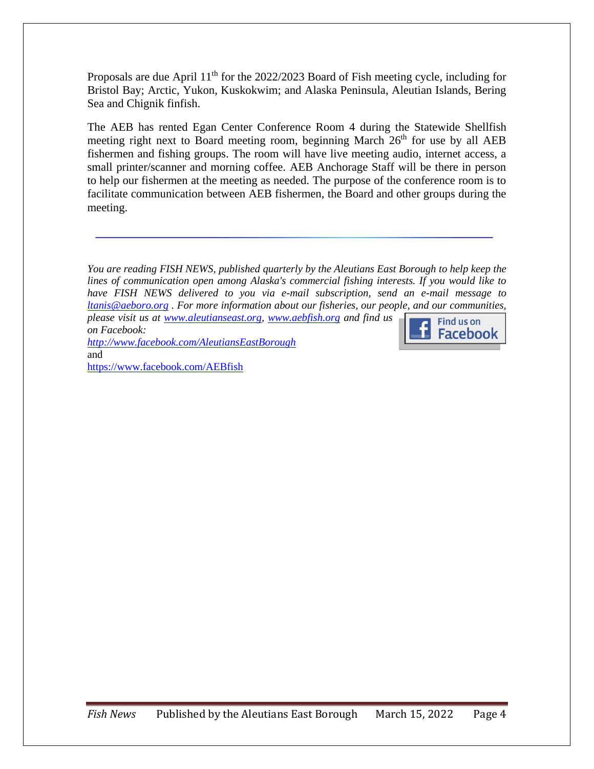Proposals are due April 11th for the 2022/2023 Board of Fish meeting cycle, including for Bristol Bay; Arctic, Yukon, Kuskokwim; and Alaska Peninsula, Aleutian Islands, Bering Sea and Chignik finfish.

The AEB has rented Egan Center Conference Room 4 during the Statewide Shellfish meeting right next to Board meeting room, beginning March 26th for use by all AEB fishermen and fishing groups. The room will have live meeting audio, internet access, a small printer/scanner and morning coffee. AEB Anchorage Staff will be there in person to help our fishermen at the meeting as needed. The purpose of the conference room is to facilitate communication between AEB fishermen, the Board and other groups during the meeting.

---

*You are reading FISH NEWS, published quarterly by the Aleutians East Borough to help keep the lines of communication open among Alaska's commercial fishing interests. If you would like to have FISH NEWS delivered to you via e-mail subscription, send an e-mail message to [ltanis@aeboro.org](mailto:ltanis@aeboro.org) . For more information about our fisheries, our people, and our communities, please visit us at [www.aleutianseast.org](http://www.aleutianseast.org), [www.aebfish.org](http://www.aebfish.org) and find us on Facebook:*
*[http://www.facebook.com/AleutiansEastBorough](http://www.facebook.com/AleutiansEastBorough)*
and
[https://www.facebook.com/AEBfish](https://www.facebook.com/AEBfish)

Find us on Facebook